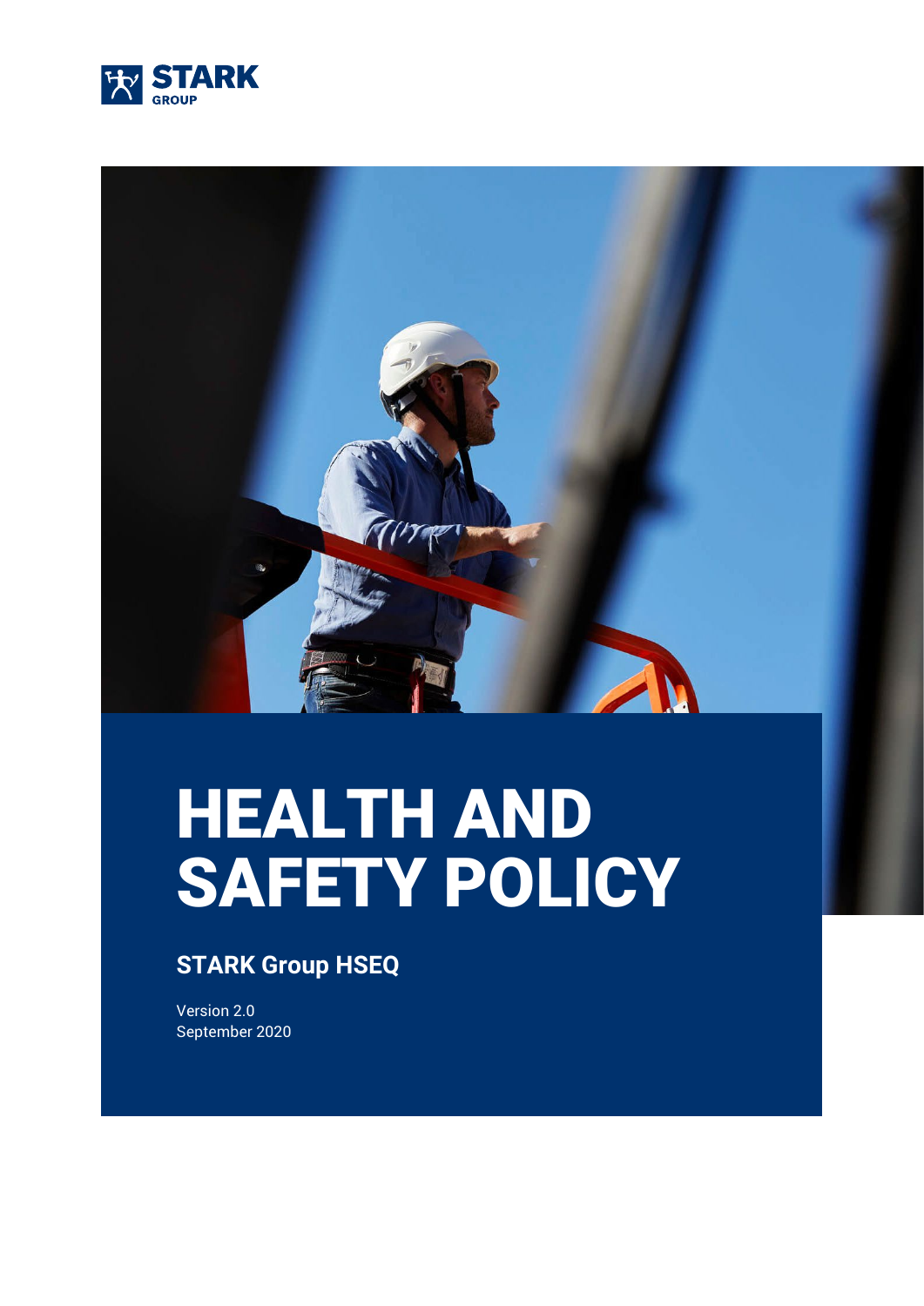STARK GROUP

# HEALTH AND SAFETY POLICY

## STARK Group HSEQ

Version 2.0
September 2020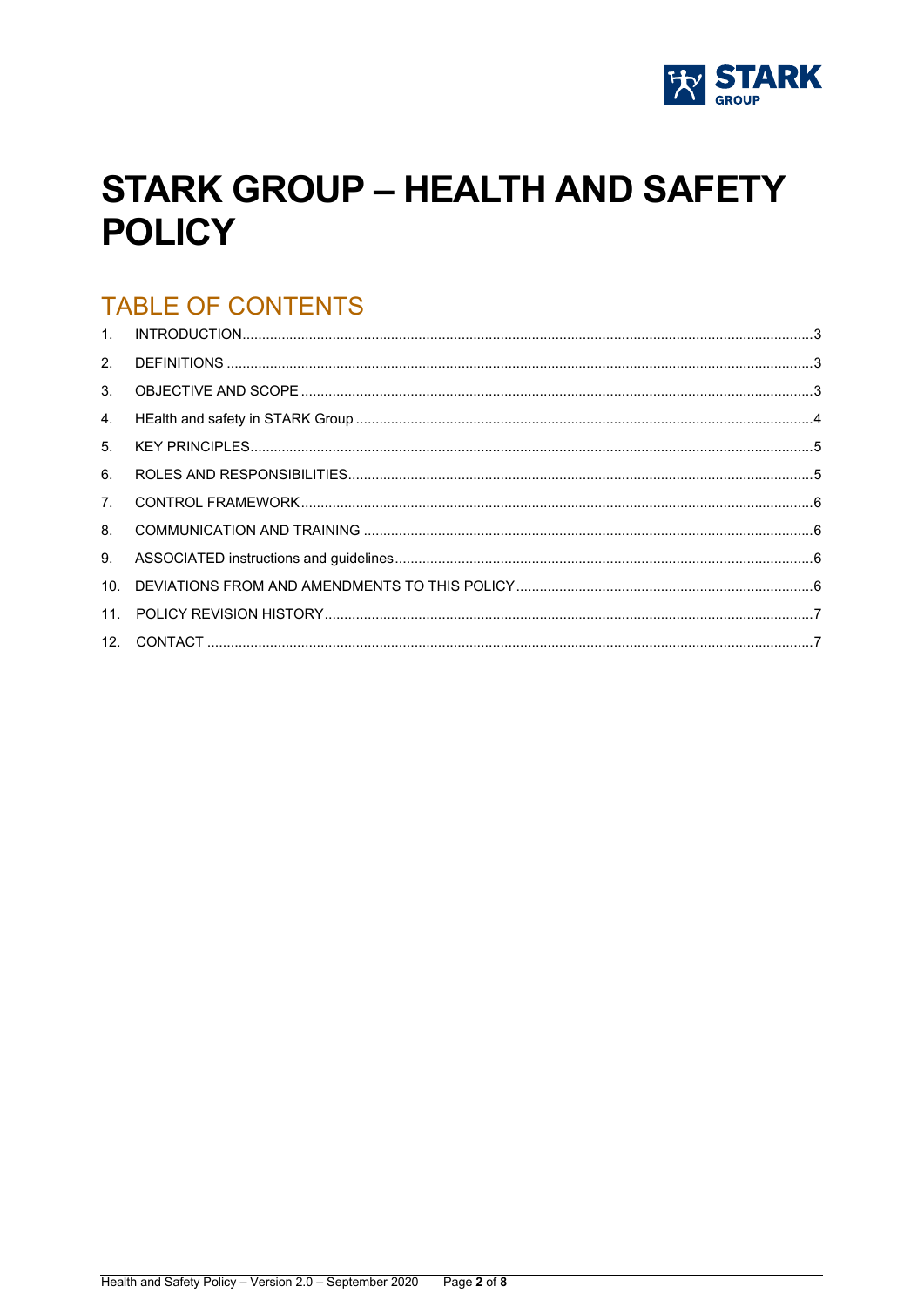# STARK GROUP – HEALTH AND SAFETY POLICY

## TABLE OF CONTENTS

1. INTRODUCTION .......... 3
2. DEFINITIONS .......... 3
3. OBJECTIVE AND SCOPE .......... 3
4. HEalth and safety in STARK Group .......... 4
5. KEY PRINCIPLES .......... 5
6. ROLES AND RESPONSIBILITIES .......... 5
7. CONTROL FRAMEWORK .......... 6
8. COMMUNICATION AND TRAINING .......... 6
9. ASSOCIATED instructions and guidelines .......... 6
10. DEVIATIONS FROM AND AMENDMENTS TO THIS POLICY .......... 6
11. POLICY REVISION HISTORY .......... 7
12. CONTACT .......... 7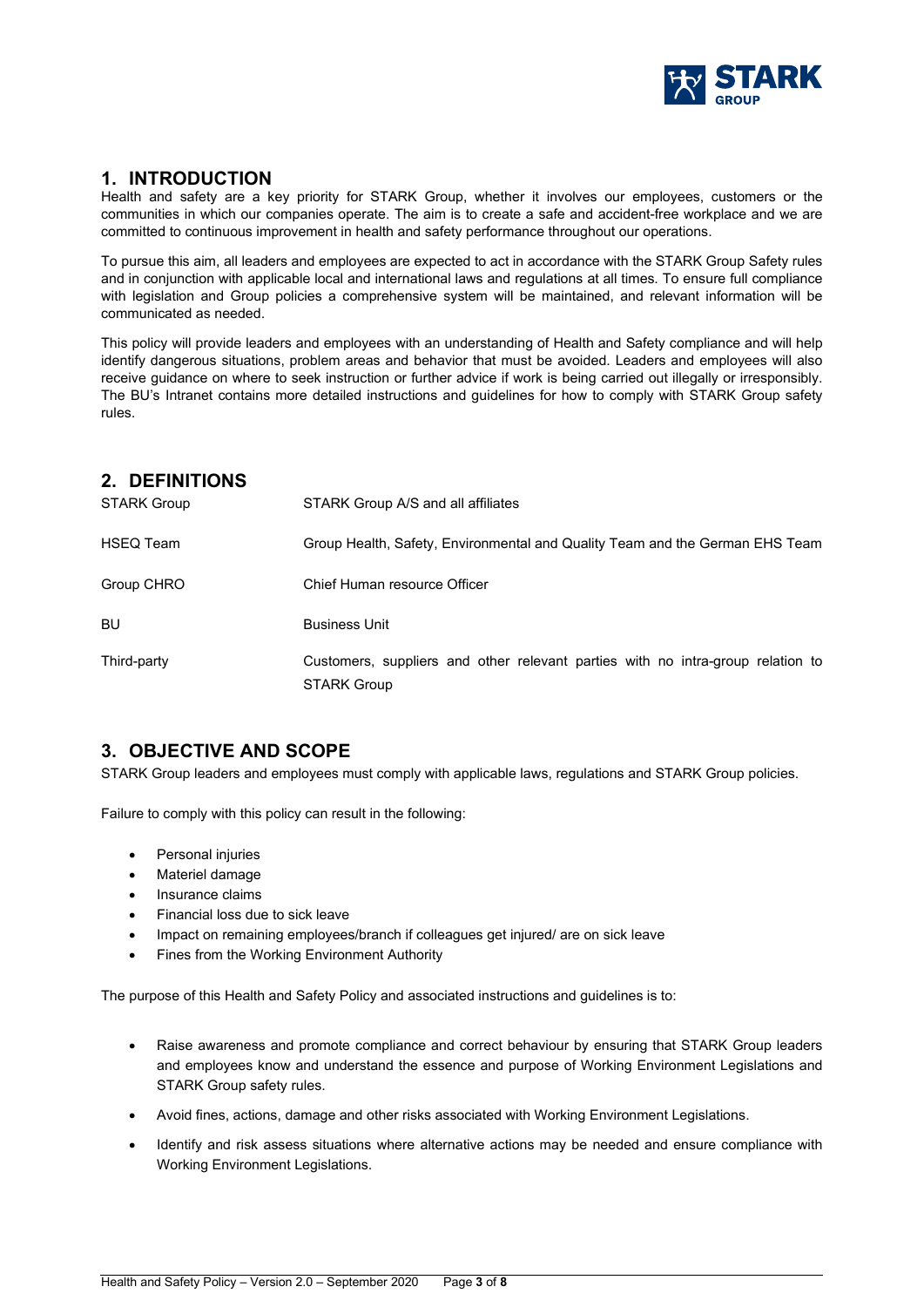## 1. INTRODUCTION

Health and safety are a key priority for STARK Group, whether it involves our employees, customers or the communities in which our companies operate. The aim is to create a safe and accident-free workplace and we are committed to continuous improvement in health and safety performance throughout our operations.

To pursue this aim, all leaders and employees are expected to act in accordance with the STARK Group Safety rules and in conjunction with applicable local and international laws and regulations at all times. To ensure full compliance with legislation and Group policies a comprehensive system will be maintained, and relevant information will be communicated as needed.

This policy will provide leaders and employees with an understanding of Health and Safety compliance and will help identify dangerous situations, problem areas and behavior that must be avoided. Leaders and employees will also receive guidance on where to seek instruction or further advice if work is being carried out illegally or irresponsibly. The BU's Intranet contains more detailed instructions and guidelines for how to comply with STARK Group safety rules.

## 2. DEFINITIONS

| | |
|---|---|
| STARK Group | STARK Group A/S and all affiliates |
| HSEQ Team | Group Health, Safety, Environmental and Quality Team and the German EHS Team |
| Group CHRO | Chief Human resource Officer |
| BU | Business Unit |
| Third-party | Customers, suppliers and other relevant parties with no intra-group relation to STARK Group |

## 3. OBJECTIVE AND SCOPE

STARK Group leaders and employees must comply with applicable laws, regulations and STARK Group policies.

Failure to comply with this policy can result in the following:

- Personal injuries
- Materiel damage
- Insurance claims
- Financial loss due to sick leave
- Impact on remaining employees/branch if colleagues get injured/ are on sick leave
- Fines from the Working Environment Authority

The purpose of this Health and Safety Policy and associated instructions and guidelines is to:

- Raise awareness and promote compliance and correct behaviour by ensuring that STARK Group leaders and employees know and understand the essence and purpose of Working Environment Legislations and STARK Group safety rules.
- Avoid fines, actions, damage and other risks associated with Working Environment Legislations.
- Identify and risk assess situations where alternative actions may be needed and ensure compliance with Working Environment Legislations.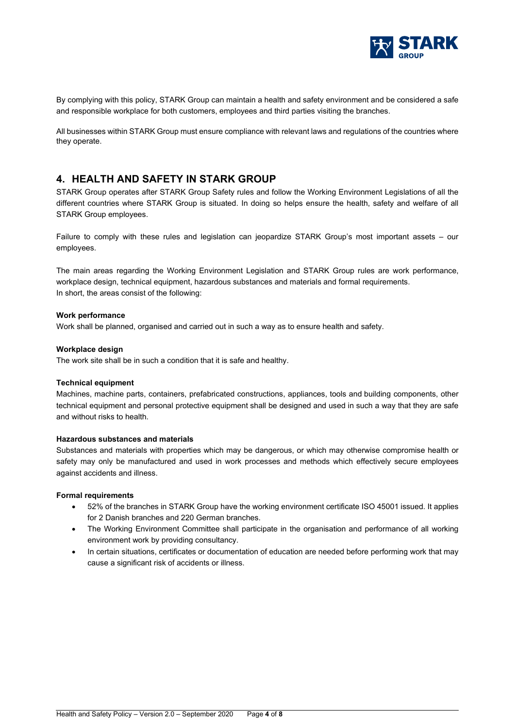By complying with this policy, STARK Group can maintain a health and safety environment and be considered a safe and responsible workplace for both customers, employees and third parties visiting the branches.

All businesses within STARK Group must ensure compliance with relevant laws and regulations of the countries where they operate.

## 4. HEALTH AND SAFETY IN STARK GROUP

STARK Group operates after STARK Group Safety rules and follow the Working Environment Legislations of all the different countries where STARK Group is situated. In doing so helps ensure the health, safety and welfare of all STARK Group employees.

Failure to comply with these rules and legislation can jeopardize STARK Group's most important assets – our employees.

The main areas regarding the Working Environment Legislation and STARK Group rules are work performance, workplace design, technical equipment, hazardous substances and materials and formal requirements.
In short, the areas consist of the following:

**Work performance**
Work shall be planned, organised and carried out in such a way as to ensure health and safety.

**Workplace design**
The work site shall be in such a condition that it is safe and healthy.

**Technical equipment**
Machines, machine parts, containers, prefabricated constructions, appliances, tools and building components, other technical equipment and personal protective equipment shall be designed and used in such a way that they are safe and without risks to health.

**Hazardous substances and materials**
Substances and materials with properties which may be dangerous, or which may otherwise compromise health or safety may only be manufactured and used in work processes and methods which effectively secure employees against accidents and illness.

**Formal requirements**

- 52% of the branches in STARK Group have the working environment certificate ISO 45001 issued. It applies for 2 Danish branches and 220 German branches.
- The Working Environment Committee shall participate in the organisation and performance of all working environment work by providing consultancy.
- In certain situations, certificates or documentation of education are needed before performing work that may cause a significant risk of accidents or illness.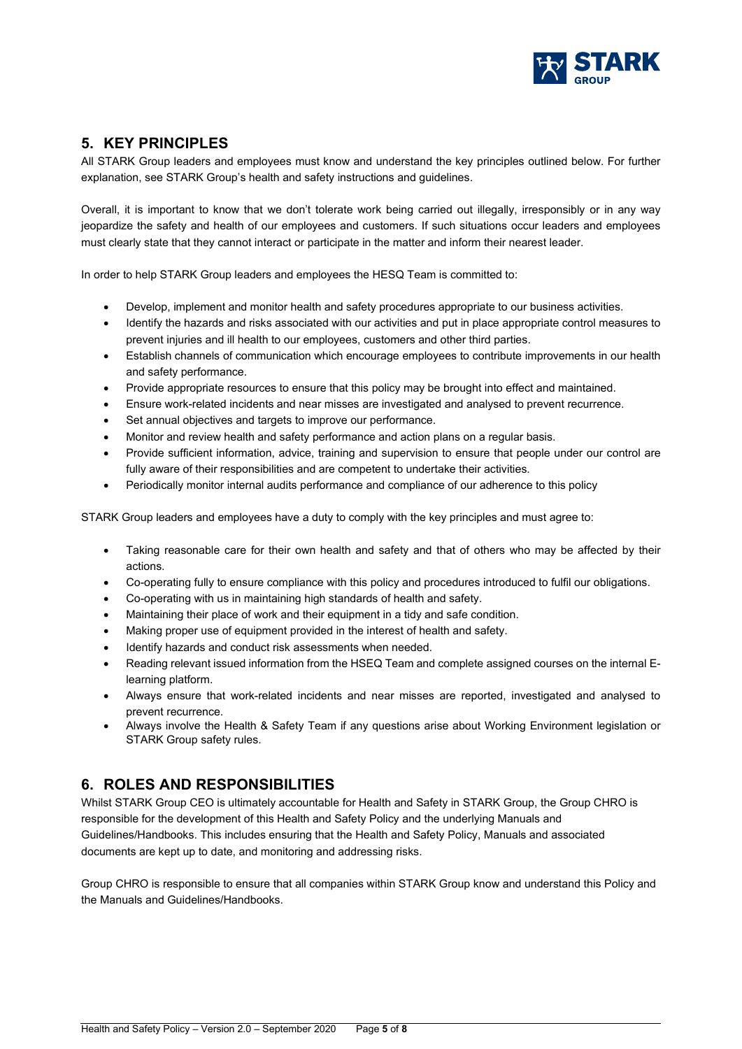## 5. KEY PRINCIPLES

All STARK Group leaders and employees must know and understand the key principles outlined below. For further explanation, see STARK Group's health and safety instructions and guidelines.

Overall, it is important to know that we don't tolerate work being carried out illegally, irresponsibly or in any way jeopardize the safety and health of our employees and customers. If such situations occur leaders and employees must clearly state that they cannot interact or participate in the matter and inform their nearest leader.

In order to help STARK Group leaders and employees the HESQ Team is committed to:

- Develop, implement and monitor health and safety procedures appropriate to our business activities.
- Identify the hazards and risks associated with our activities and put in place appropriate control measures to prevent injuries and ill health to our employees, customers and other third parties.
- Establish channels of communication which encourage employees to contribute improvements in our health and safety performance.
- Provide appropriate resources to ensure that this policy may be brought into effect and maintained.
- Ensure work-related incidents and near misses are investigated and analysed to prevent recurrence.
- Set annual objectives and targets to improve our performance.
- Monitor and review health and safety performance and action plans on a regular basis.
- Provide sufficient information, advice, training and supervision to ensure that people under our control are fully aware of their responsibilities and are competent to undertake their activities.
- Periodically monitor internal audits performance and compliance of our adherence to this policy

STARK Group leaders and employees have a duty to comply with the key principles and must agree to:

- Taking reasonable care for their own health and safety and that of others who may be affected by their actions.
- Co-operating fully to ensure compliance with this policy and procedures introduced to fulfil our obligations.
- Co-operating with us in maintaining high standards of health and safety.
- Maintaining their place of work and their equipment in a tidy and safe condition.
- Making proper use of equipment provided in the interest of health and safety.
- Identify hazards and conduct risk assessments when needed.
- Reading relevant issued information from the HSEQ Team and complete assigned courses on the internal E-learning platform.
- Always ensure that work-related incidents and near misses are reported, investigated and analysed to prevent recurrence.
- Always involve the Health & Safety Team if any questions arise about Working Environment legislation or STARK Group safety rules.

## 6. ROLES AND RESPONSIBILITIES

Whilst STARK Group CEO is ultimately accountable for Health and Safety in STARK Group, the Group CHRO is responsible for the development of this Health and Safety Policy and the underlying Manuals and Guidelines/Handbooks. This includes ensuring that the Health and Safety Policy, Manuals and associated documents are kept up to date, and monitoring and addressing risks.

Group CHRO is responsible to ensure that all companies within STARK Group know and understand this Policy and the Manuals and Guidelines/Handbooks.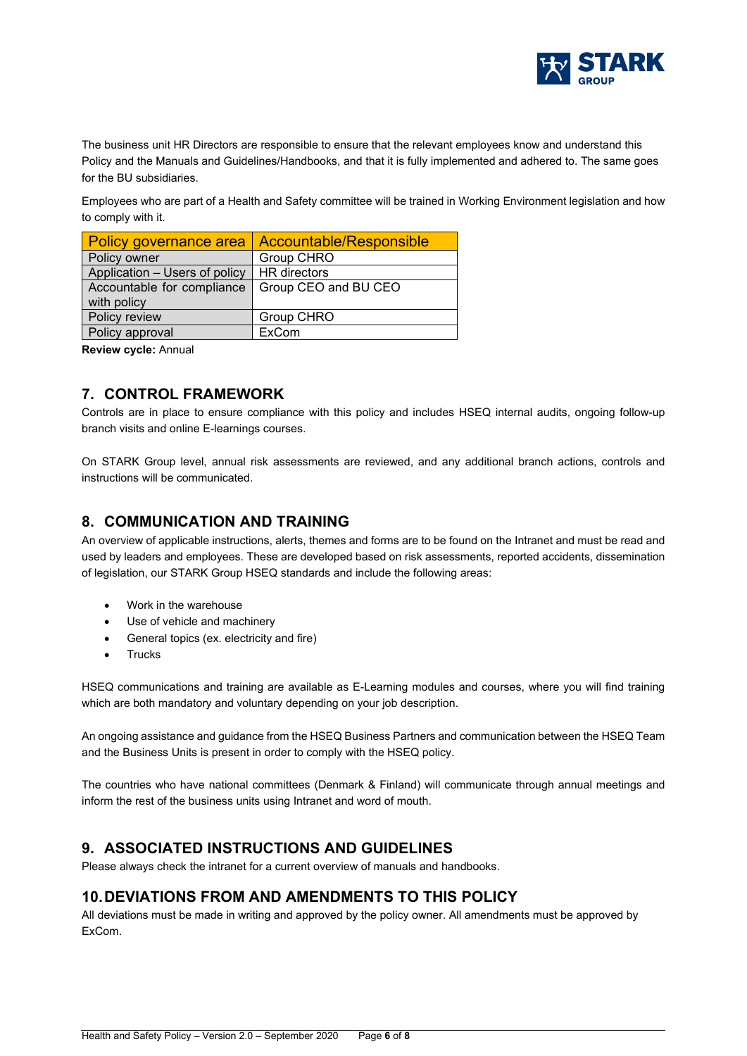The business unit HR Directors are responsible to ensure that the relevant employees know and understand this Policy and the Manuals and Guidelines/Handbooks, and that it is fully implemented and adhered to. The same goes for the BU subsidiaries.

Employees who are part of a Health and Safety committee will be trained in Working Environment legislation and how to comply with it.

| Policy governance area | Accountable/Responsible |
|---|---|
| Policy owner | Group CHRO |
| Application – Users of policy | HR directors |
| Accountable for compliance with policy | Group CEO and BU CEO |
| Policy review | Group CHRO |
| Policy approval | ExCom |

**Review cycle:** Annual

## 7. CONTROL FRAMEWORK

Controls are in place to ensure compliance with this policy and includes HSEQ internal audits, ongoing follow-up branch visits and online E-learnings courses.

On STARK Group level, annual risk assessments are reviewed, and any additional branch actions, controls and instructions will be communicated.

## 8. COMMUNICATION AND TRAINING

An overview of applicable instructions, alerts, themes and forms are to be found on the Intranet and must be read and used by leaders and employees. These are developed based on risk assessments, reported accidents, dissemination of legislation, our STARK Group HSEQ standards and include the following areas:

- Work in the warehouse
- Use of vehicle and machinery
- General topics (ex. electricity and fire)
- Trucks

HSEQ communications and training are available as E-Learning modules and courses, where you will find training which are both mandatory and voluntary depending on your job description.

An ongoing assistance and guidance from the HSEQ Business Partners and communication between the HSEQ Team and the Business Units is present in order to comply with the HSEQ policy.

The countries who have national committees (Denmark & Finland) will communicate through annual meetings and inform the rest of the business units using Intranet and word of mouth.

## 9. ASSOCIATED INSTRUCTIONS AND GUIDELINES

Please always check the intranet for a current overview of manuals and handbooks.

## 10. DEVIATIONS FROM AND AMENDMENTS TO THIS POLICY

All deviations must be made in writing and approved by the policy owner. All amendments must be approved by ExCom.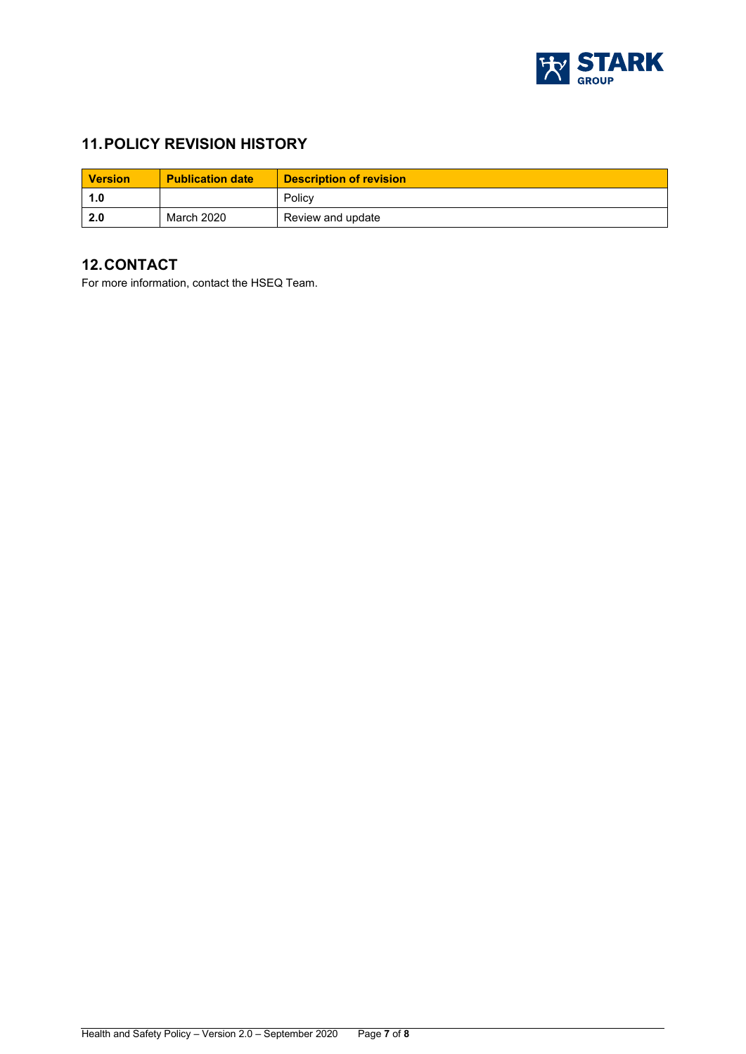## 11. POLICY REVISION HISTORY

| Version | Publication date | Description of revision |
| --- | --- | --- |
| **1.0** | | Policy |
| **2.0** | March 2020 | Review and update |

## 12. CONTACT

For more information, contact the HSEQ Team.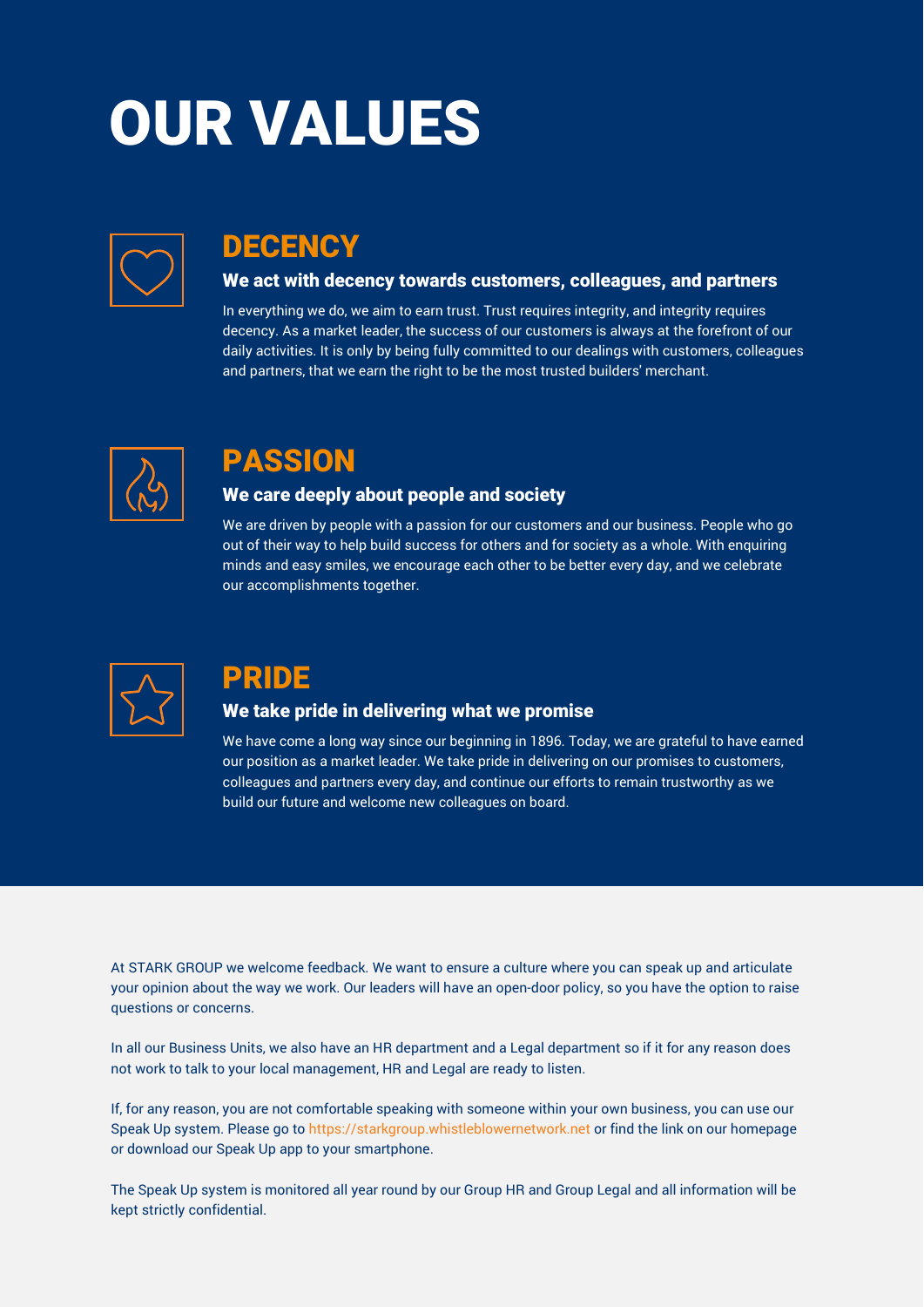# OUR VALUES

## DECENCY

### We act with decency towards customers, colleagues, and partners

In everything we do, we aim to earn trust. Trust requires integrity, and integrity requires decency. As a market leader, the success of our customers is always at the forefront of our daily activities. It is only by being fully committed to our dealings with customers, colleagues and partners, that we earn the right to be the most trusted builders' merchant.

## PASSION

### We care deeply about people and society

We are driven by people with a passion for our customers and our business. People who go out of their way to help build success for others and for society as a whole. With enquiring minds and easy smiles, we encourage each other to be better every day, and we celebrate our accomplishments together.

## PRIDE

### We take pride in delivering what we promise

We have come a long way since our beginning in 1896. Today, we are grateful to have earned our position as a market leader. We take pride in delivering on our promises to customers, colleagues and partners every day, and continue our efforts to remain trustworthy as we build our future and welcome new colleagues on board.

At STARK GROUP we welcome feedback. We want to ensure a culture where you can speak up and articulate your opinion about the way we work. Our leaders will have an open-door policy, so you have the option to raise questions or concerns.

In all our Business Units, we also have an HR department and a Legal department so if it for any reason does not work to talk to your local management, HR and Legal are ready to listen.

If, for any reason, you are not comfortable speaking with someone within your own business, you can use our Speak Up system. Please go to https://starkgroup.whistleblowernetwork.net or find the link on our homepage or download our Speak Up app to your smartphone.

The Speak Up system is monitored all year round by our Group HR and Group Legal and all information will be kept strictly confidential.